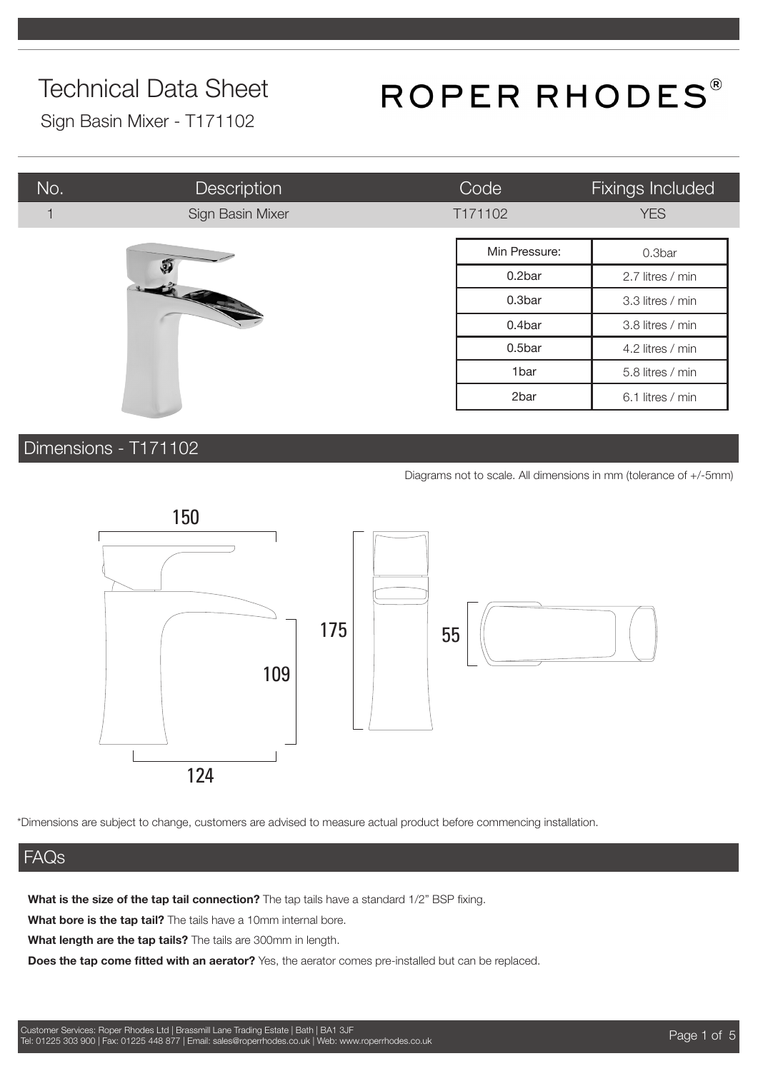# Technical Data Sheet

Sign Basin Mixer - T171102

ROPER RHODES®

| No. | Description | Code | Fixings Included |
| --- | --- | --- | --- |
| 1 | Sign Basin Mixer | T171102 | YES |

| Min Pressure: | 0.3bar |
| --- | --- |
| 0.2bar | 2.7 litres / min |
| 0.3bar | 3.3 litres / min |
| 0.4bar | 3.8 litres / min |
| 0.5bar | 4.2 litres / min |
| 1bar | 5.8 litres / min |
| 2bar | 6.1 litres / min |

## Dimensions - T171102

Diagrams not to scale. All dimensions in mm (tolerance of +/-5mm)

150

109

124

175

55

*Dimensions are subject to change, customers are advised to measure actual product before commencing installation.

## FAQs

**What is the size of the tap tail connection?** The tap tails have a standard 1/2" BSP fixing.

**What bore is the tap tail?** The tails have a 10mm internal bore.

**What length are the tap tails?** The tails are 300mm in length.

**Does the tap come fitted with an aerator?** Yes, the aerator comes pre-installed but can be replaced.

Customer Services: Roper Rhodes Ltd | Brassmill Lane Trading Estate | Bath | BA1 3JF
Tel: 01225 303 900 | Fax: 01225 448 877 | Email: sales@roperrhodes.co.uk | Web: www.roperrhodes.co.uk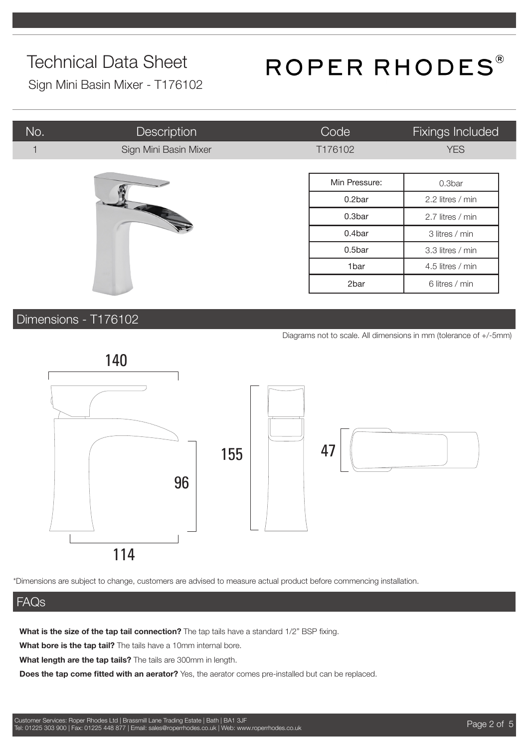# Technical Data Sheet

Sign Mini Basin Mixer - T176102

ROPER RHODES®

| No. | Description | Code | Fixings Included |
|---|---|---|---|
| 1 | Sign Mini Basin Mixer | T176102 | YES |

| Min Pressure: | 0.3bar |
|---|---|
| 0.2bar | 2.2 litres / min |
| 0.3bar | 2.7 litres / min |
| 0.4bar | 3 litres / min |
| 0.5bar | 3.3 litres / min |
| 1bar | 4.5 litres / min |
| 2bar | 6 litres / min |

## Dimensions - T176102

Diagrams not to scale. All dimensions in mm (tolerance of +/-5mm)

140

96

114

155

47

*Dimensions are subject to change, customers are advised to measure actual product before commencing installation.

## FAQs

**What is the size of the tap tail connection?** The tap tails have a standard 1/2" BSP fixing.

**What bore is the tap tail?** The tails have a 10mm internal bore.

**What length are the tap tails?** The tails are 300mm in length.

**Does the tap come fitted with an aerator?** Yes, the aerator comes pre-installed but can be replaced.

Customer Services: Roper Rhodes Ltd | Brassmill Lane Trading Estate | Bath | BA1 3JF
Tel: 01225 303 900 | Fax: 01225 448 877 | Email: sales@roperrhodes.co.uk | Web: www.roperrhodes.co.uk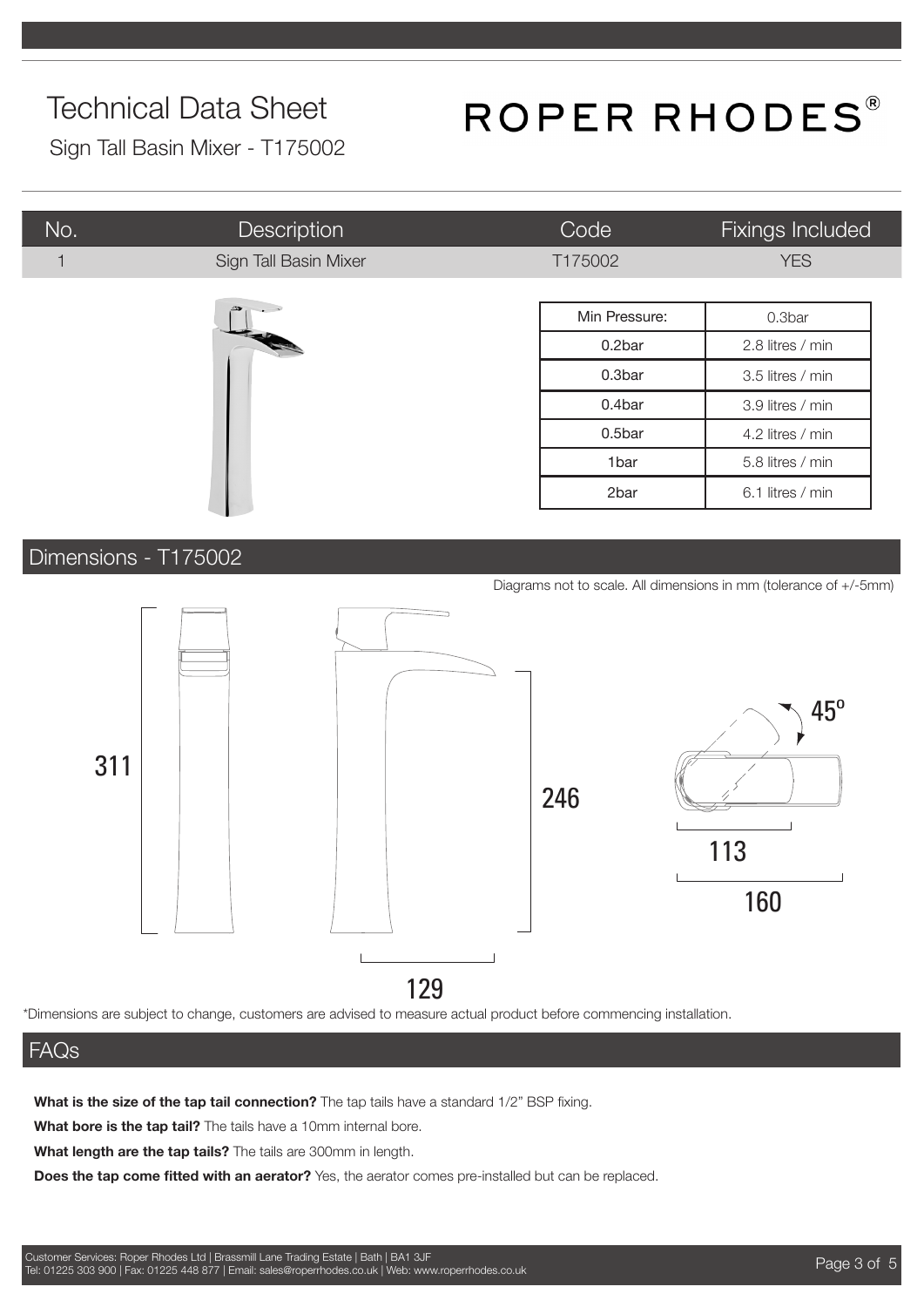# Technical Data Sheet

ROPER RHODES®

Sign Tall Basin Mixer - T175002

| No. | Description | Code | Fixings Included |
|---|---|---|---|
| 1 | Sign Tall Basin Mixer | T175002 | YES |

| Min Pressure: | 0.3bar |
|---|---|
| 0.2bar | 2.8 litres / min |
| 0.3bar | 3.5 litres / min |
| 0.4bar | 3.9 litres / min |
| 0.5bar | 4.2 litres / min |
| 1bar | 5.8 litres / min |
| 2bar | 6.1 litres / min |

## Dimensions - T175002

Diagrams not to scale. All dimensions in mm (tolerance of +/-5mm)

311

246

129

45º

113

160

*Dimensions are subject to change, customers are advised to measure actual product before commencing installation.

## FAQs

**What is the size of the tap tail connection?** The tap tails have a standard 1/2" BSP fixing.

**What bore is the tap tail?** The tails have a 10mm internal bore.

**What length are the tap tails?** The tails are 300mm in length.

**Does the tap come fitted with an aerator?** Yes, the aerator comes pre-installed but can be replaced.

Customer Services: Roper Rhodes Ltd | Brassmill Lane Trading Estate | Bath | BA1 3JF
Tel: 01225 303 900 | Fax: 01225 448 877 | Email: sales@roperrhodes.co.uk | Web: www.roperrhodes.co.uk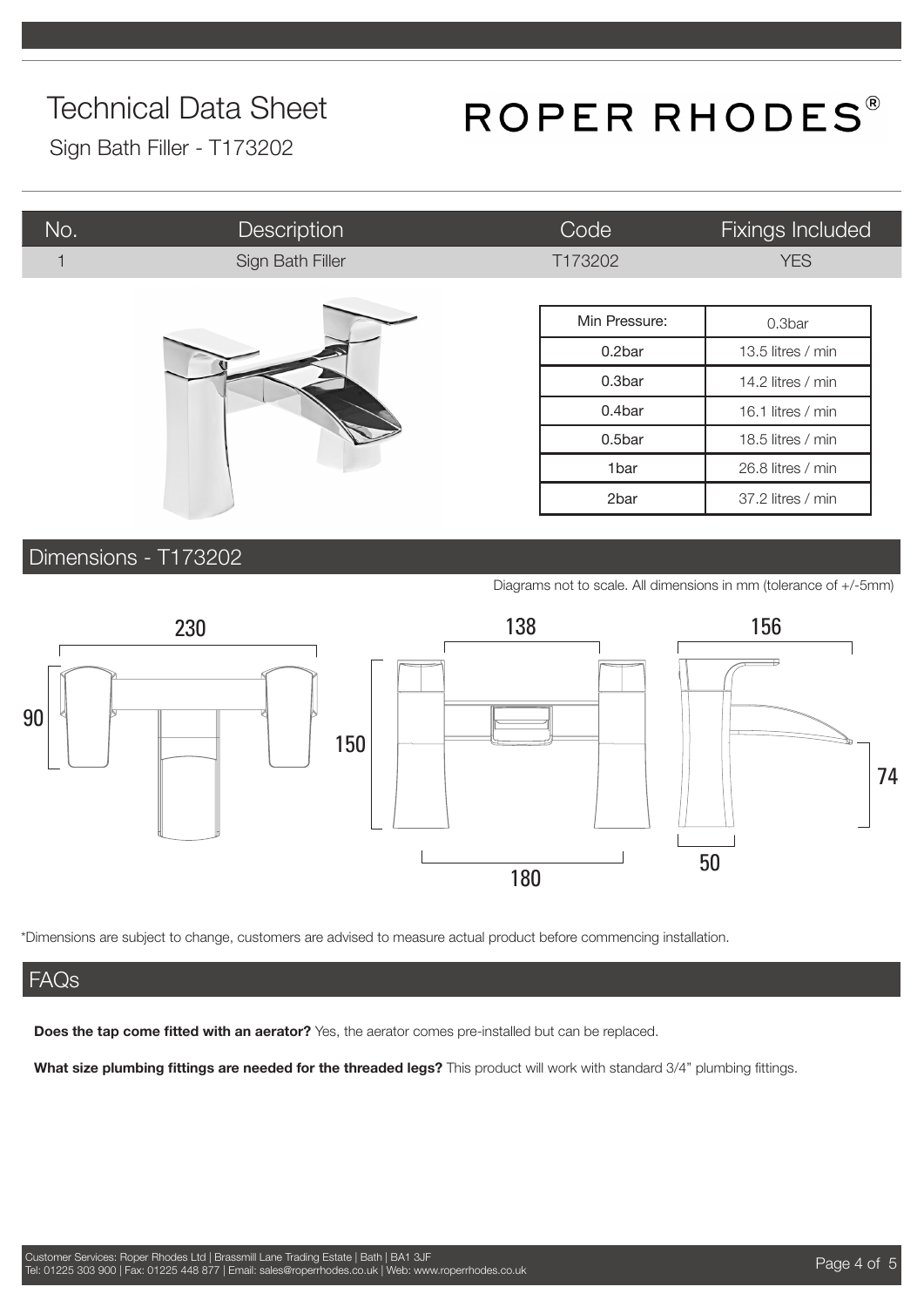# Technical Data Sheet

Sign Bath Filler - T173202

ROPER RHODES®

| No. | Description | Code | Fixings Included |
|---|---|---|---|
| 1 | Sign Bath Filler | T173202 | YES |

| Min Pressure: | 0.3bar |
|---|---|
| 0.2bar | 13.5 litres / min |
| 0.3bar | 14.2 litres / min |
| 0.4bar | 16.1 litres / min |
| 0.5bar | 18.5 litres / min |
| 1bar | 26.8 litres / min |
| 2bar | 37.2 litres / min |

## Dimensions - T173202

Diagrams not to scale. All dimensions in mm (tolerance of +/-5mm)

230, 90, 138, 150, 180, 156, 74, 50

*Dimensions are subject to change, customers are advised to measure actual product before commencing installation.

## FAQs

**Does the tap come fitted with an aerator?** Yes, the aerator comes pre-installed but can be replaced.

**What size plumbing fittings are needed for the threaded legs?** This product will work with standard 3/4" plumbing fittings.

Customer Services: Roper Rhodes Ltd | Brassmill Lane Trading Estate | Bath | BA1 3JF
Tel: 01225 303 900 | Fax: 01225 448 877 | Email: sales@roperrhodes.co.uk | Web: www.roperrhodes.co.uk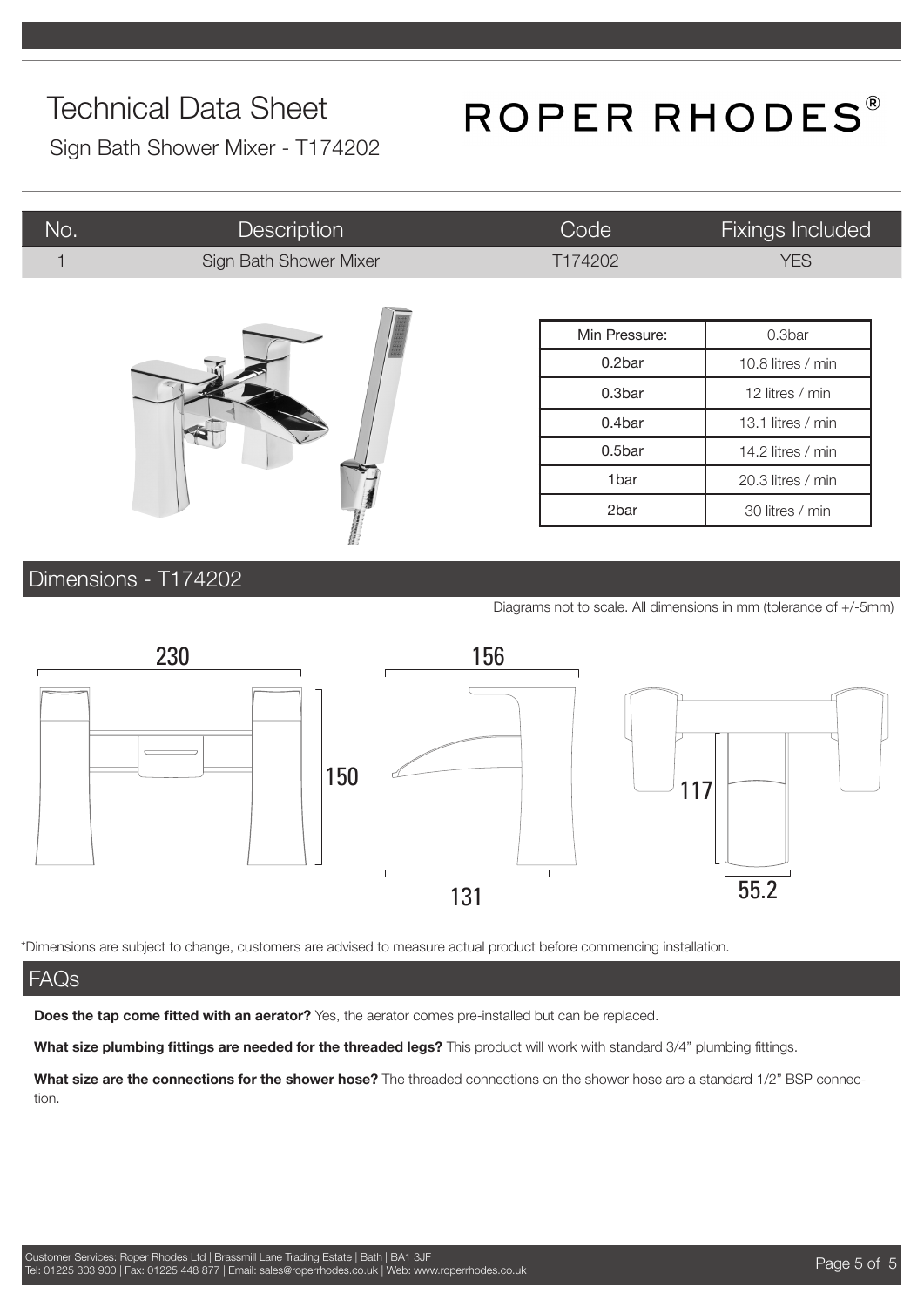# Technical Data Sheet

Sign Bath Shower Mixer - T174202

ROPER RHODES®

| No. | Description | Code | Fixings Included |
|---|---|---|---|
| 1 | Sign Bath Shower Mixer | T174202 | YES |

| Min Pressure: | 0.3bar |
|---|---|
| 0.2bar | 10.8 litres / min |
| 0.3bar | 12 litres / min |
| 0.4bar | 13.1 litres / min |
| 0.5bar | 14.2 litres / min |
| 1bar | 20.3 litres / min |
| 2bar | 30 litres / min |

## Dimensions - T174202

Diagrams not to scale. All dimensions in mm (tolerance of +/-5mm)

230

150

156

131

117

55.2

*Dimensions are subject to change, customers are advised to measure actual product before commencing installation.

## FAQs

**Does the tap come fitted with an aerator?** Yes, the aerator comes pre-installed but can be replaced.

**What size plumbing fittings are needed for the threaded legs?** This product will work with standard 3/4" plumbing fittings.

**What size are the connections for the shower hose?** The threaded connections on the shower hose are a standard 1/2" BSP connection.

Customer Services: Roper Rhodes Ltd | Brassmill Lane Trading Estate | Bath | BA1 3JF
Tel: 01225 303 900 | Fax: 01225 448 877 | Email: sales@roperrhodes.co.uk | Web: www.roperrhodes.co.uk